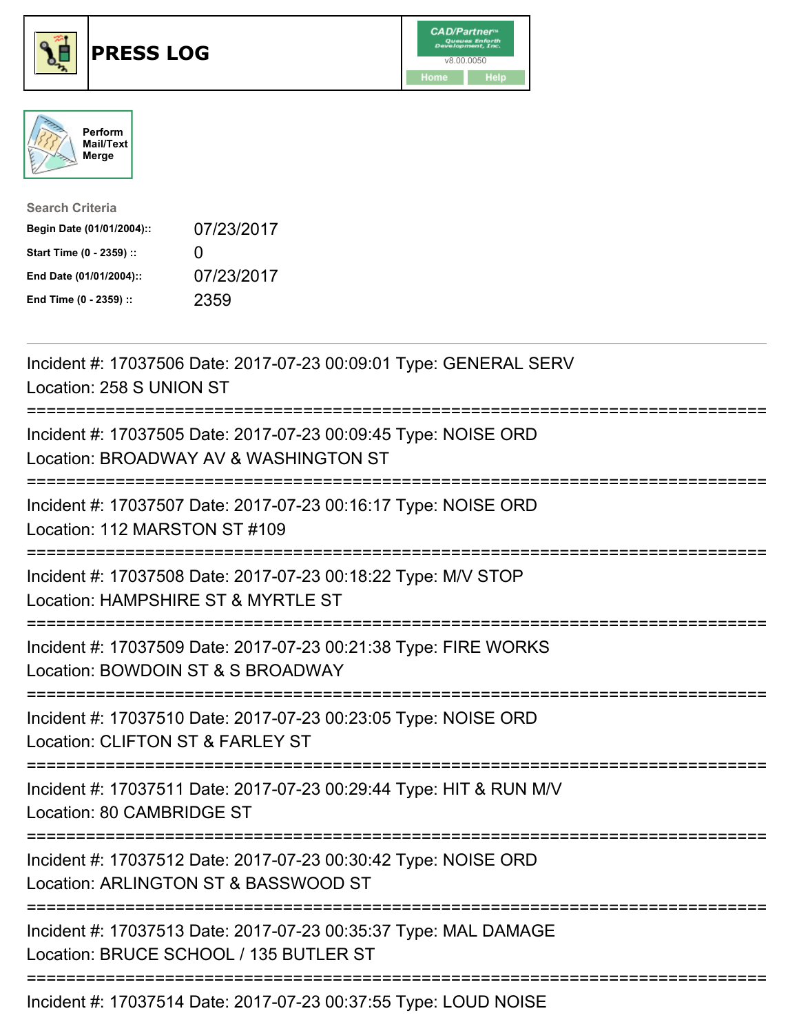# PRESS LOG

Perform Mail/Text Merge

**Search Criteria**

| | |
|---|---|
| **Begin Date (01/01/2004)::** | 07/23/2017 |
| **Start Time (0 - 2359) ::** | 0 |
| **End Date (01/01/2004)::** | 07/23/2017 |
| **End Time (0 - 2359) ::** | 2359 |

---

Incident #: 17037506 Date: 2017-07-23 00:09:01 Type: GENERAL SERV
Location: 258 S UNION ST

===========================================================================

Incident #: 17037505 Date: 2017-07-23 00:09:45 Type: NOISE ORD
Location: BROADWAY AV & WASHINGTON ST

===========================================================================

Incident #: 17037507 Date: 2017-07-23 00:16:17 Type: NOISE ORD
Location: 112 MARSTON ST #109

===========================================================================

Incident #: 17037508 Date: 2017-07-23 00:18:22 Type: M/V STOP
Location: HAMPSHIRE ST & MYRTLE ST

===========================================================================

Incident #: 17037509 Date: 2017-07-23 00:21:38 Type: FIRE WORKS
Location: BOWDOIN ST & S BROADWAY

===========================================================================

Incident #: 17037510 Date: 2017-07-23 00:23:05 Type: NOISE ORD
Location: CLIFTON ST & FARLEY ST

===========================================================================

Incident #: 17037511 Date: 2017-07-23 00:29:44 Type: HIT & RUN M/V
Location: 80 CAMBRIDGE ST

===========================================================================

Incident #: 17037512 Date: 2017-07-23 00:30:42 Type: NOISE ORD
Location: ARLINGTON ST & BASSWOOD ST

===========================================================================

Incident #: 17037513 Date: 2017-07-23 00:35:37 Type: MAL DAMAGE
Location: BRUCE SCHOOL / 135 BUTLER ST

===========================================================================

Incident #: 17037514 Date: 2017-07-23 00:37:55 Type: LOUD NOISE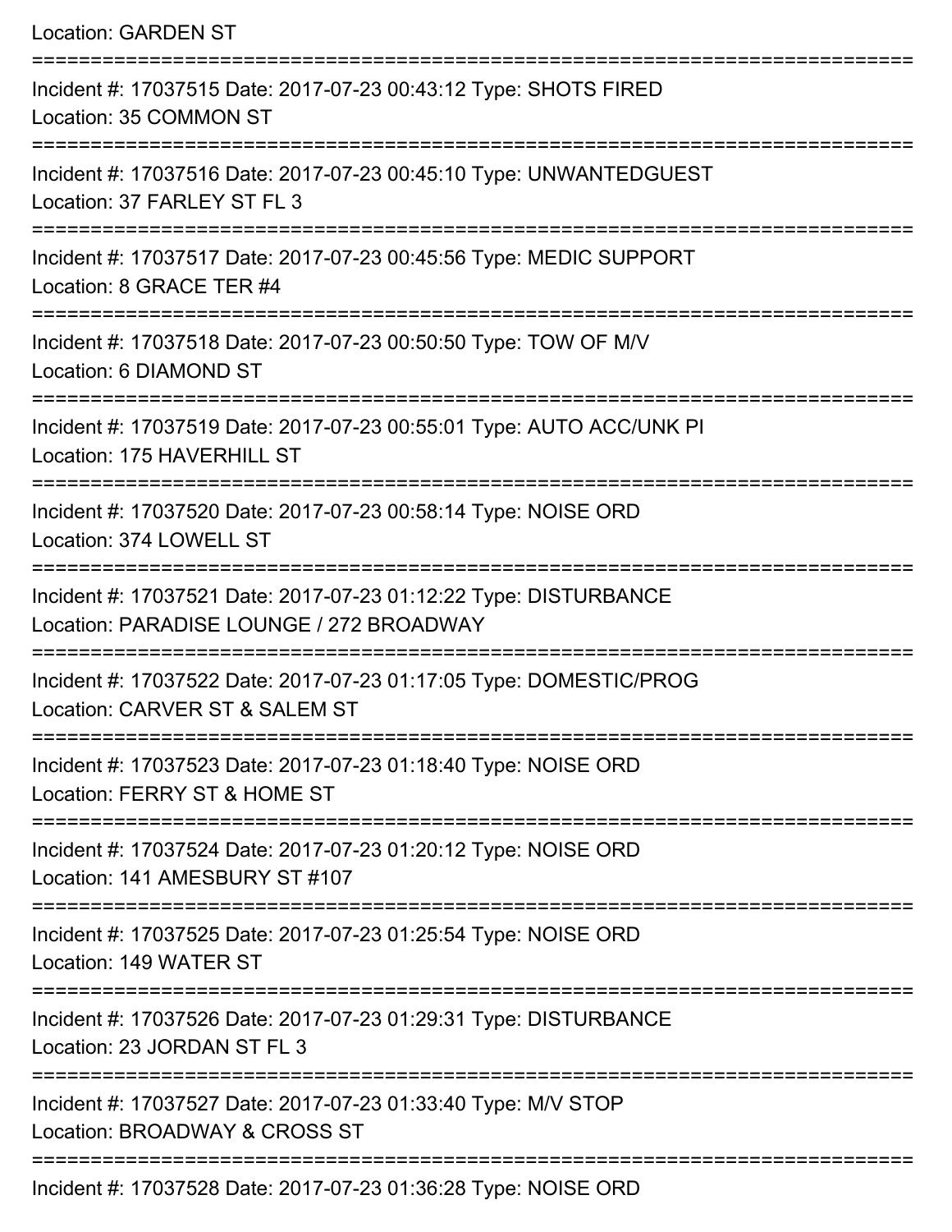Location: GARDEN ST

===========================================================================

Incident #: 17037515 Date: 2017-07-23 00:43:12 Type: SHOTS FIRED
Location: 35 COMMON ST

===========================================================================

Incident #: 17037516 Date: 2017-07-23 00:45:10 Type: UNWANTEDGUEST
Location: 37 FARLEY ST FL 3

===========================================================================

Incident #: 17037517 Date: 2017-07-23 00:45:56 Type: MEDIC SUPPORT
Location: 8 GRACE TER #4

===========================================================================

Incident #: 17037518 Date: 2017-07-23 00:50:50 Type: TOW OF M/V
Location: 6 DIAMOND ST

===========================================================================

Incident #: 17037519 Date: 2017-07-23 00:55:01 Type: AUTO ACC/UNK PI
Location: 175 HAVERHILL ST

===========================================================================

Incident #: 17037520 Date: 2017-07-23 00:58:14 Type: NOISE ORD
Location: 374 LOWELL ST

===========================================================================

Incident #: 17037521 Date: 2017-07-23 01:12:22 Type: DISTURBANCE
Location: PARADISE LOUNGE / 272 BROADWAY

===========================================================================

Incident #: 17037522 Date: 2017-07-23 01:17:05 Type: DOMESTIC/PROG
Location: CARVER ST & SALEM ST

===========================================================================

Incident #: 17037523 Date: 2017-07-23 01:18:40 Type: NOISE ORD
Location: FERRY ST & HOME ST

===========================================================================

Incident #: 17037524 Date: 2017-07-23 01:20:12 Type: NOISE ORD
Location: 141 AMESBURY ST #107

===========================================================================

Incident #: 17037525 Date: 2017-07-23 01:25:54 Type: NOISE ORD
Location: 149 WATER ST

===========================================================================

Incident #: 17037526 Date: 2017-07-23 01:29:31 Type: DISTURBANCE
Location: 23 JORDAN ST FL 3

===========================================================================

Incident #: 17037527 Date: 2017-07-23 01:33:40 Type: M/V STOP
Location: BROADWAY & CROSS ST

===========================================================================

Incident #: 17037528 Date: 2017-07-23 01:36:28 Type: NOISE ORD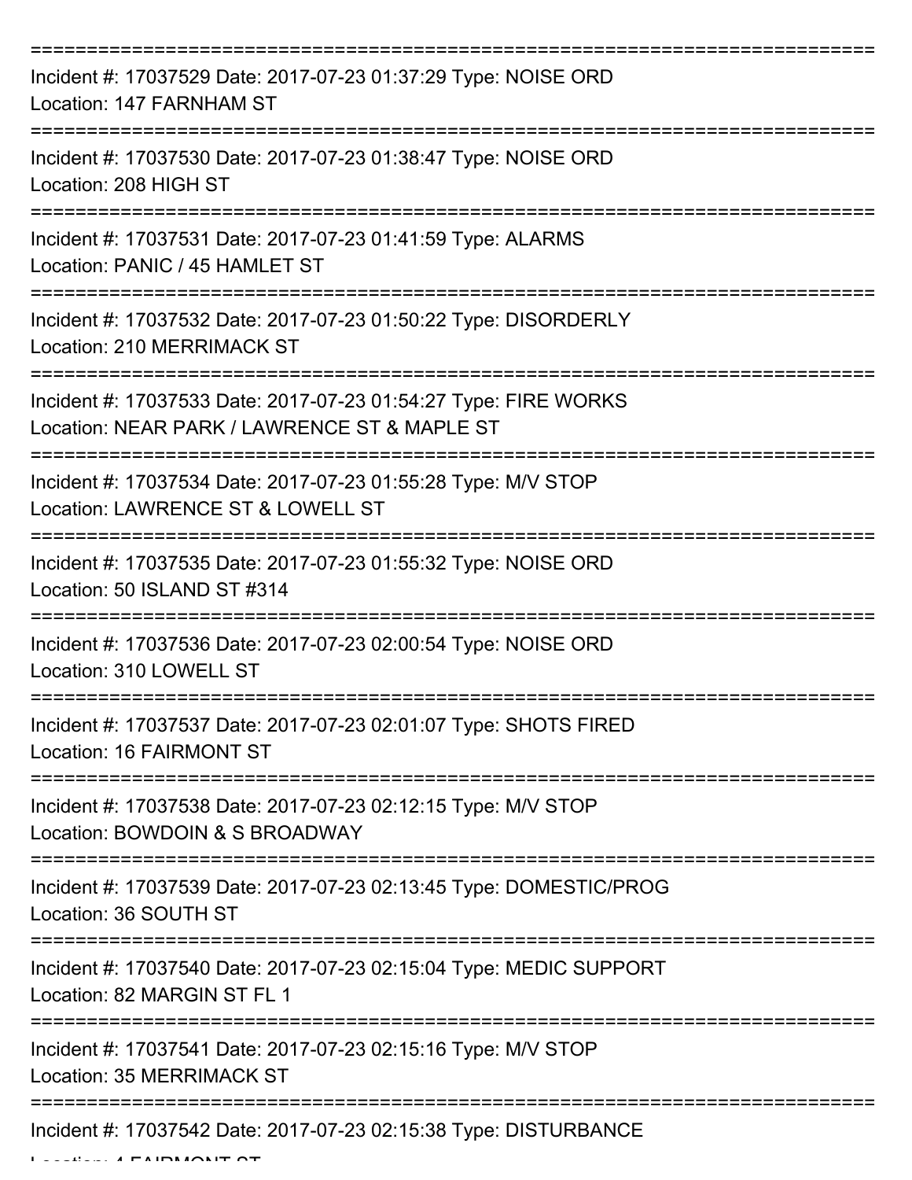===========================================================================

Incident #: 17037529 Date: 2017-07-23 01:37:29 Type: NOISE ORD
Location: 147 FARNHAM ST

===========================================================================

Incident #: 17037530 Date: 2017-07-23 01:38:47 Type: NOISE ORD
Location: 208 HIGH ST

===========================================================================

Incident #: 17037531 Date: 2017-07-23 01:41:59 Type: ALARMS
Location: PANIC / 45 HAMLET ST

===========================================================================

Incident #: 17037532 Date: 2017-07-23 01:50:22 Type: DISORDERLY
Location: 210 MERRIMACK ST

===========================================================================

Incident #: 17037533 Date: 2017-07-23 01:54:27 Type: FIRE WORKS
Location: NEAR PARK / LAWRENCE ST & MAPLE ST

===========================================================================

Incident #: 17037534 Date: 2017-07-23 01:55:28 Type: M/V STOP
Location: LAWRENCE ST & LOWELL ST

===========================================================================

Incident #: 17037535 Date: 2017-07-23 01:55:32 Type: NOISE ORD
Location: 50 ISLAND ST #314

===========================================================================

Incident #: 17037536 Date: 2017-07-23 02:00:54 Type: NOISE ORD
Location: 310 LOWELL ST

===========================================================================

Incident #: 17037537 Date: 2017-07-23 02:01:07 Type: SHOTS FIRED
Location: 16 FAIRMONT ST

===========================================================================

Incident #: 17037538 Date: 2017-07-23 02:12:15 Type: M/V STOP
Location: BOWDOIN & S BROADWAY

===========================================================================

Incident #: 17037539 Date: 2017-07-23 02:13:45 Type: DOMESTIC/PROG
Location: 36 SOUTH ST

===========================================================================

Incident #: 17037540 Date: 2017-07-23 02:15:04 Type: MEDIC SUPPORT
Location: 82 MARGIN ST FL 1

===========================================================================

Incident #: 17037541 Date: 2017-07-23 02:15:16 Type: M/V STOP
Location: 35 MERRIMACK ST

===========================================================================

Incident #: 17037542 Date: 2017-07-23 02:15:38 Type: DISTURBANCE
Location: 4 FAIRMONT ST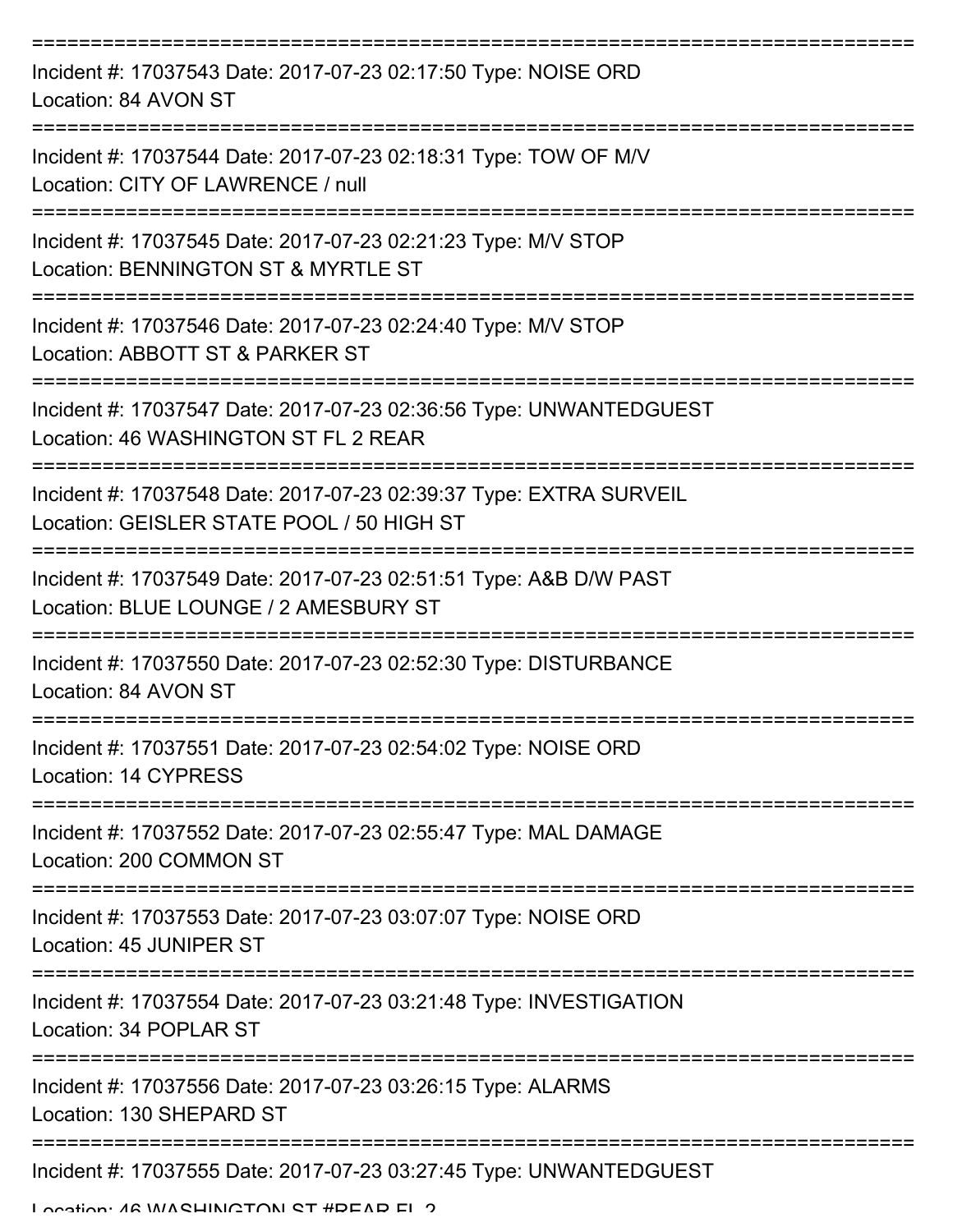===========================================================================

Incident #: 17037543 Date: 2017-07-23 02:17:50 Type: NOISE ORD
Location: 84 AVON ST

===========================================================================

Incident #: 17037544 Date: 2017-07-23 02:18:31 Type: TOW OF M/V
Location: CITY OF LAWRENCE / null

===========================================================================

Incident #: 17037545 Date: 2017-07-23 02:21:23 Type: M/V STOP
Location: BENNINGTON ST & MYRTLE ST

===========================================================================

Incident #: 17037546 Date: 2017-07-23 02:24:40 Type: M/V STOP
Location: ABBOTT ST & PARKER ST

===========================================================================

Incident #: 17037547 Date: 2017-07-23 02:36:56 Type: UNWANTEDGUEST
Location: 46 WASHINGTON ST FL 2 REAR

===========================================================================

Incident #: 17037548 Date: 2017-07-23 02:39:37 Type: EXTRA SURVEIL
Location: GEISLER STATE POOL / 50 HIGH ST

===========================================================================

Incident #: 17037549 Date: 2017-07-23 02:51:51 Type: A&B D/W PAST
Location: BLUE LOUNGE / 2 AMESBURY ST

===========================================================================

Incident #: 17037550 Date: 2017-07-23 02:52:30 Type: DISTURBANCE
Location: 84 AVON ST

===========================================================================

Incident #: 17037551 Date: 2017-07-23 02:54:02 Type: NOISE ORD
Location: 14 CYPRESS

===========================================================================

Incident #: 17037552 Date: 2017-07-23 02:55:47 Type: MAL DAMAGE
Location: 200 COMMON ST

===========================================================================

Incident #: 17037553 Date: 2017-07-23 03:07:07 Type: NOISE ORD
Location: 45 JUNIPER ST

===========================================================================

Incident #: 17037554 Date: 2017-07-23 03:21:48 Type: INVESTIGATION
Location: 34 POPLAR ST

===========================================================================

Incident #: 17037556 Date: 2017-07-23 03:26:15 Type: ALARMS
Location: 130 SHEPARD ST

===========================================================================

Incident #: 17037555 Date: 2017-07-23 03:27:45 Type: UNWANTEDGUEST
Location: 46 WASHINGTON ST #REAR FL 2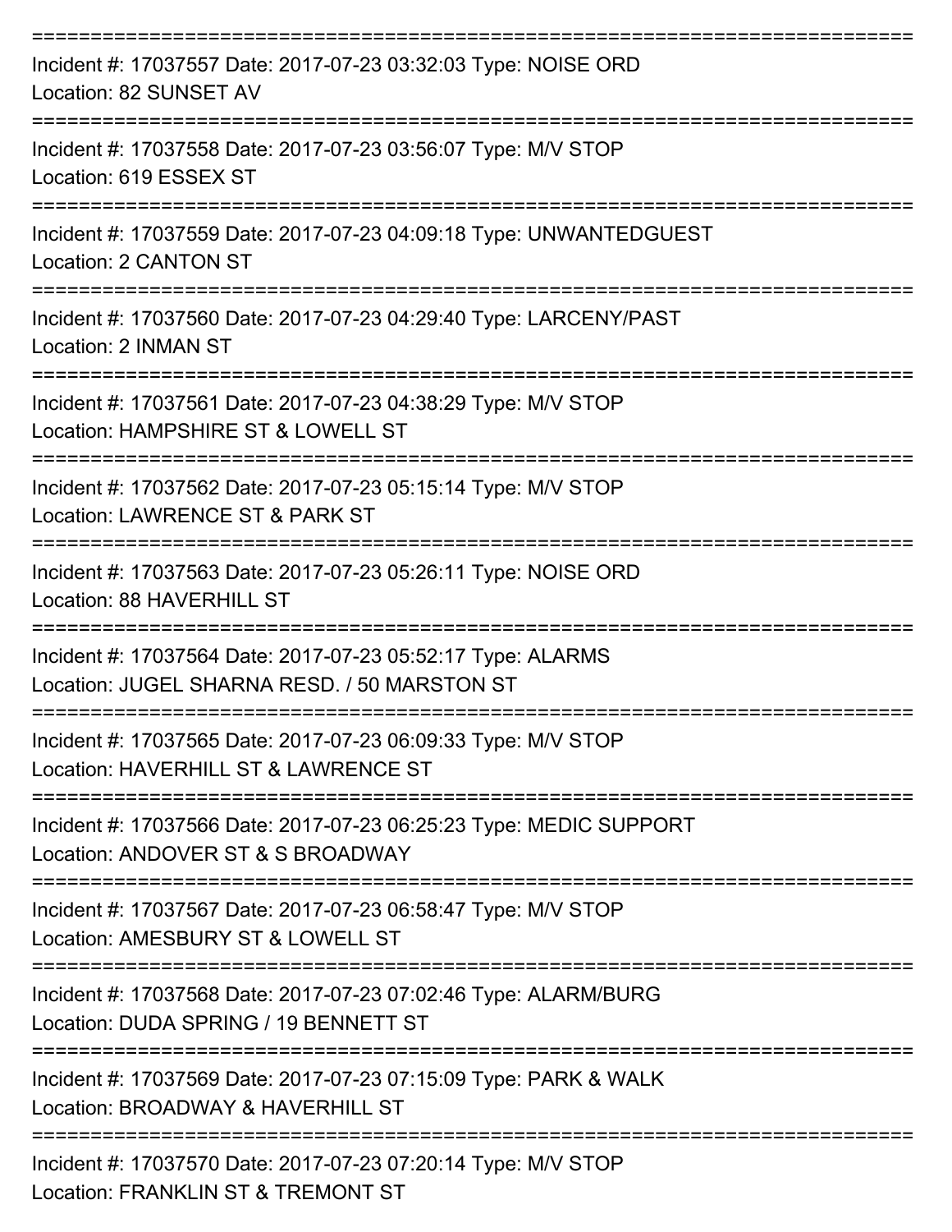===========================================================================

Incident #: 17037557 Date: 2017-07-23 03:32:03 Type: NOISE ORD
Location: 82 SUNSET AV

===========================================================================

Incident #: 17037558 Date: 2017-07-23 03:56:07 Type: M/V STOP
Location: 619 ESSEX ST

===========================================================================

Incident #: 17037559 Date: 2017-07-23 04:09:18 Type: UNWANTEDGUEST
Location: 2 CANTON ST

===========================================================================

Incident #: 17037560 Date: 2017-07-23 04:29:40 Type: LARCENY/PAST
Location: 2 INMAN ST

===========================================================================

Incident #: 17037561 Date: 2017-07-23 04:38:29 Type: M/V STOP
Location: HAMPSHIRE ST & LOWELL ST

===========================================================================

Incident #: 17037562 Date: 2017-07-23 05:15:14 Type: M/V STOP
Location: LAWRENCE ST & PARK ST

===========================================================================

Incident #: 17037563 Date: 2017-07-23 05:26:11 Type: NOISE ORD
Location: 88 HAVERHILL ST

===========================================================================

Incident #: 17037564 Date: 2017-07-23 05:52:17 Type: ALARMS
Location: JUGEL SHARNA RESD. / 50 MARSTON ST

===========================================================================

Incident #: 17037565 Date: 2017-07-23 06:09:33 Type: M/V STOP
Location: HAVERHILL ST & LAWRENCE ST

===========================================================================

Incident #: 17037566 Date: 2017-07-23 06:25:23 Type: MEDIC SUPPORT
Location: ANDOVER ST & S BROADWAY

===========================================================================

Incident #: 17037567 Date: 2017-07-23 06:58:47 Type: M/V STOP
Location: AMESBURY ST & LOWELL ST

===========================================================================

Incident #: 17037568 Date: 2017-07-23 07:02:46 Type: ALARM/BURG
Location: DUDA SPRING / 19 BENNETT ST

===========================================================================

Incident #: 17037569 Date: 2017-07-23 07:15:09 Type: PARK & WALK
Location: BROADWAY & HAVERHILL ST

===========================================================================

Incident #: 17037570 Date: 2017-07-23 07:20:14 Type: M/V STOP
Location: FRANKLIN ST & TREMONT ST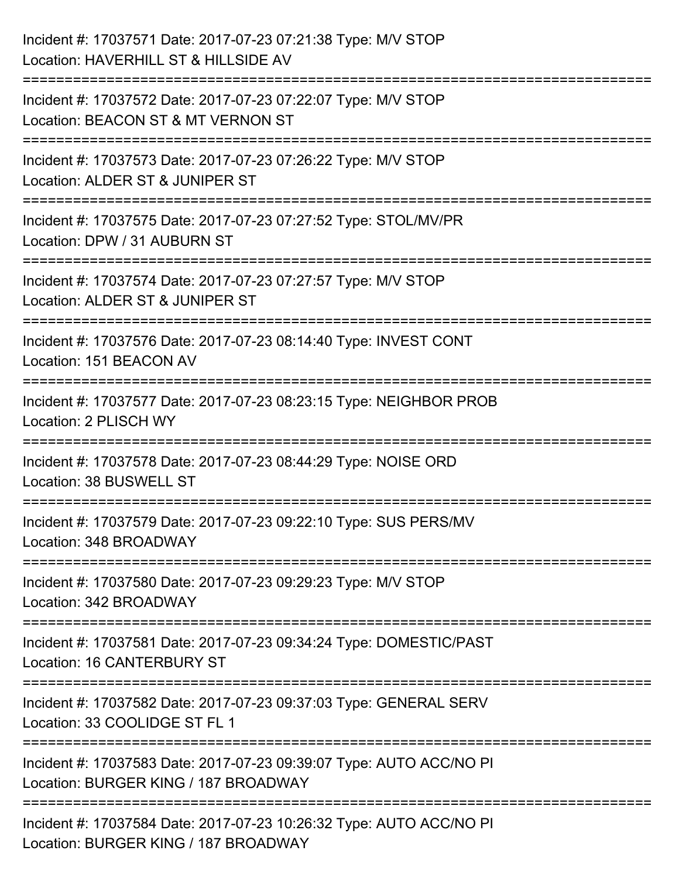Incident #: 17037571 Date: 2017-07-23 07:21:38 Type: M/V STOP
Location: HAVERHILL ST & HILLSIDE AV

===========================================================================

Incident #: 17037572 Date: 2017-07-23 07:22:07 Type: M/V STOP
Location: BEACON ST & MT VERNON ST

===========================================================================

Incident #: 17037573 Date: 2017-07-23 07:26:22 Type: M/V STOP
Location: ALDER ST & JUNIPER ST

===========================================================================

Incident #: 17037575 Date: 2017-07-23 07:27:52 Type: STOL/MV/PR
Location: DPW / 31 AUBURN ST

===========================================================================

Incident #: 17037574 Date: 2017-07-23 07:27:57 Type: M/V STOP
Location: ALDER ST & JUNIPER ST

===========================================================================

Incident #: 17037576 Date: 2017-07-23 08:14:40 Type: INVEST CONT
Location: 151 BEACON AV

===========================================================================

Incident #: 17037577 Date: 2017-07-23 08:23:15 Type: NEIGHBOR PROB
Location: 2 PLISCH WY

===========================================================================

Incident #: 17037578 Date: 2017-07-23 08:44:29 Type: NOISE ORD
Location: 38 BUSWELL ST

===========================================================================

Incident #: 17037579 Date: 2017-07-23 09:22:10 Type: SUS PERS/MV
Location: 348 BROADWAY

===========================================================================

Incident #: 17037580 Date: 2017-07-23 09:29:23 Type: M/V STOP
Location: 342 BROADWAY

===========================================================================

Incident #: 17037581 Date: 2017-07-23 09:34:24 Type: DOMESTIC/PAST
Location: 16 CANTERBURY ST

===========================================================================

Incident #: 17037582 Date: 2017-07-23 09:37:03 Type: GENERAL SERV
Location: 33 COOLIDGE ST FL 1

===========================================================================

Incident #: 17037583 Date: 2017-07-23 09:39:07 Type: AUTO ACC/NO PI
Location: BURGER KING / 187 BROADWAY

===========================================================================

Incident #: 17037584 Date: 2017-07-23 10:26:32 Type: AUTO ACC/NO PI
Location: BURGER KING / 187 BROADWAY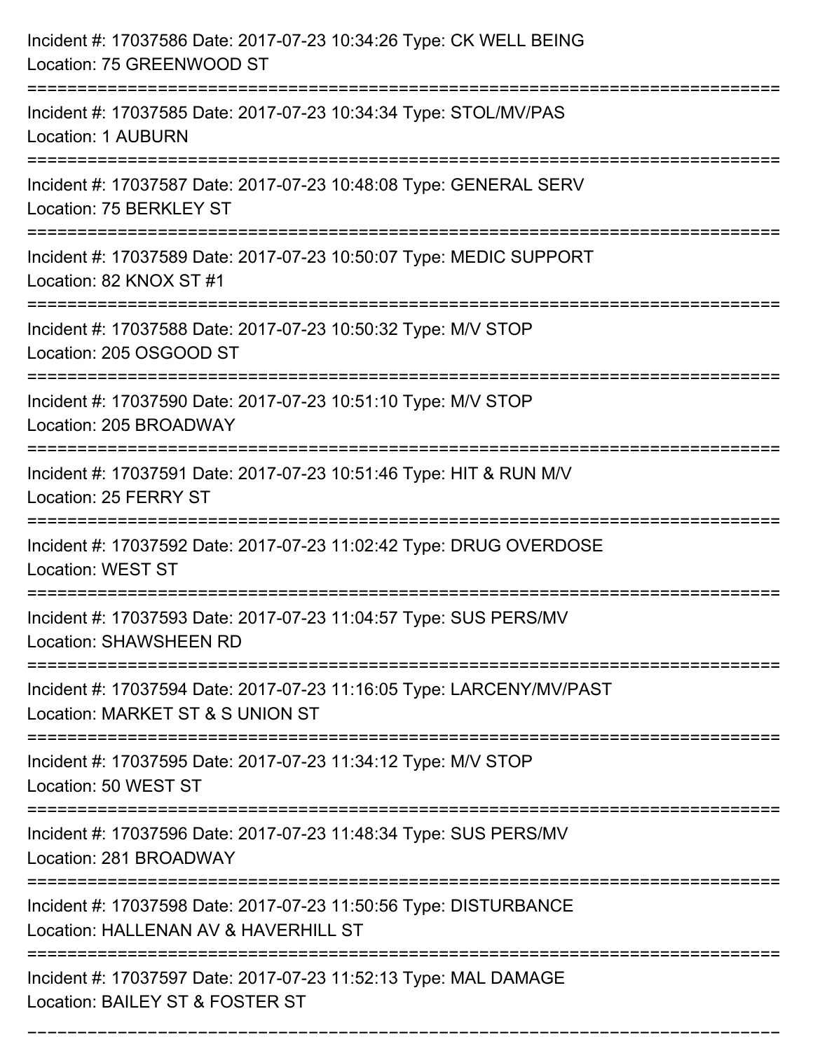Incident #: 17037586 Date: 2017-07-23 10:34:26 Type: CK WELL BEING
Location: 75 GREENWOOD ST

===========================================================================

Incident #: 17037585 Date: 2017-07-23 10:34:34 Type: STOL/MV/PAS
Location: 1 AUBURN

===========================================================================

Incident #: 17037587 Date: 2017-07-23 10:48:08 Type: GENERAL SERV
Location: 75 BERKLEY ST

===========================================================================

Incident #: 17037589 Date: 2017-07-23 10:50:07 Type: MEDIC SUPPORT
Location: 82 KNOX ST #1

===========================================================================

Incident #: 17037588 Date: 2017-07-23 10:50:32 Type: M/V STOP
Location: 205 OSGOOD ST

===========================================================================

Incident #: 17037590 Date: 2017-07-23 10:51:10 Type: M/V STOP
Location: 205 BROADWAY

===========================================================================

Incident #: 17037591 Date: 2017-07-23 10:51:46 Type: HIT & RUN M/V
Location: 25 FERRY ST

===========================================================================

Incident #: 17037592 Date: 2017-07-23 11:02:42 Type: DRUG OVERDOSE
Location: WEST ST

===========================================================================

Incident #: 17037593 Date: 2017-07-23 11:04:57 Type: SUS PERS/MV
Location: SHAWSHEEN RD

===========================================================================

Incident #: 17037594 Date: 2017-07-23 11:16:05 Type: LARCENY/MV/PAST
Location: MARKET ST & S UNION ST

===========================================================================

Incident #: 17037595 Date: 2017-07-23 11:34:12 Type: M/V STOP
Location: 50 WEST ST

===========================================================================

Incident #: 17037596 Date: 2017-07-23 11:48:34 Type: SUS PERS/MV
Location: 281 BROADWAY

===========================================================================

Incident #: 17037598 Date: 2017-07-23 11:50:56 Type: DISTURBANCE
Location: HALLENAN AV & HAVERHILL ST

===========================================================================

Incident #: 17037597 Date: 2017-07-23 11:52:13 Type: MAL DAMAGE
Location: BAILEY ST & FOSTER ST

===========================================================================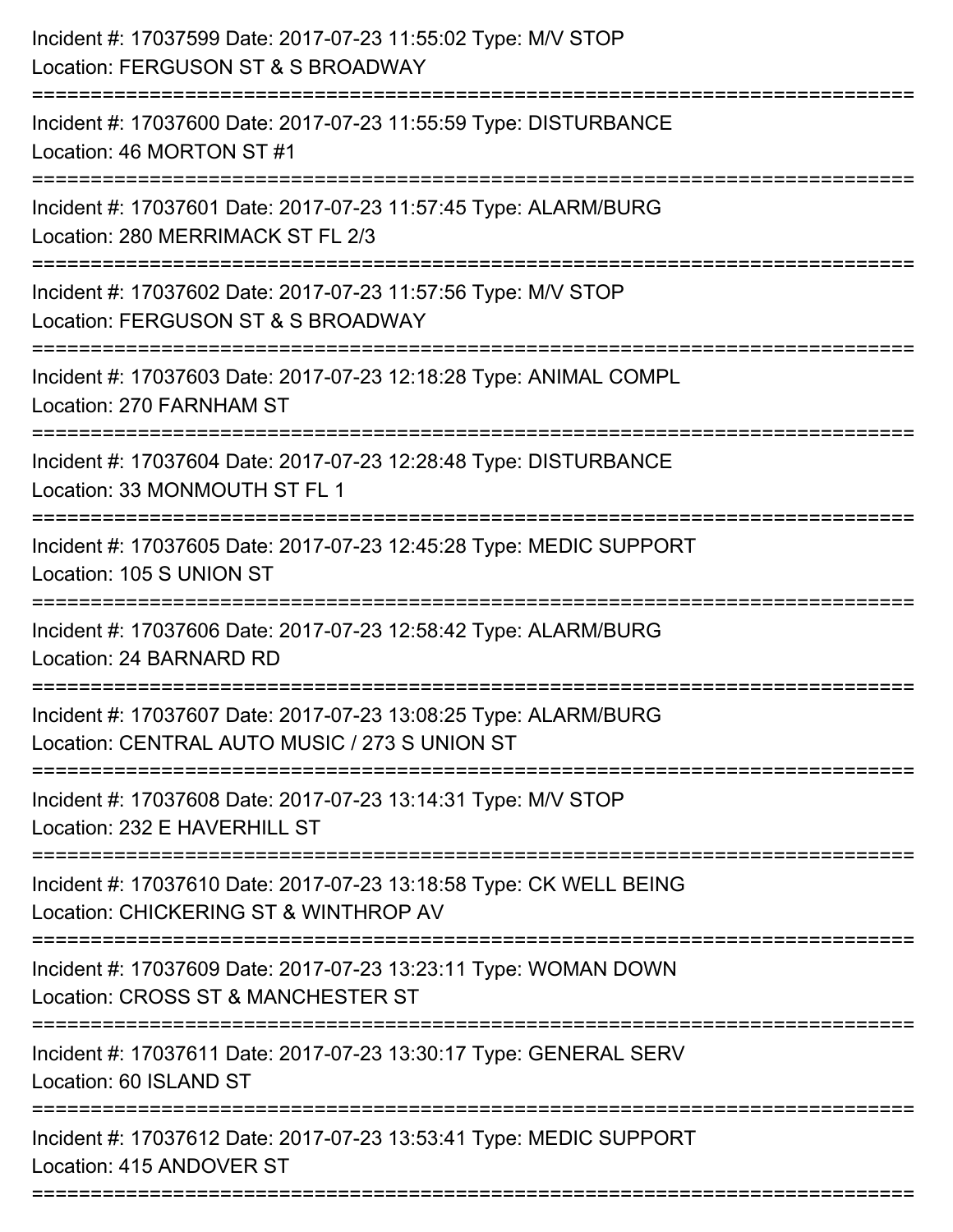Incident #: 17037599 Date: 2017-07-23 11:55:02 Type: M/V STOP
Location: FERGUSON ST & S BROADWAY

===========================================================================

Incident #: 17037600 Date: 2017-07-23 11:55:59 Type: DISTURBANCE
Location: 46 MORTON ST #1

===========================================================================

Incident #: 17037601 Date: 2017-07-23 11:57:45 Type: ALARM/BURG
Location: 280 MERRIMACK ST FL 2/3

===========================================================================

Incident #: 17037602 Date: 2017-07-23 11:57:56 Type: M/V STOP
Location: FERGUSON ST & S BROADWAY

===========================================================================

Incident #: 17037603 Date: 2017-07-23 12:18:28 Type: ANIMAL COMPL
Location: 270 FARNHAM ST

===========================================================================

Incident #: 17037604 Date: 2017-07-23 12:28:48 Type: DISTURBANCE
Location: 33 MONMOUTH ST FL 1

===========================================================================

Incident #: 17037605 Date: 2017-07-23 12:45:28 Type: MEDIC SUPPORT
Location: 105 S UNION ST

===========================================================================

Incident #: 17037606 Date: 2017-07-23 12:58:42 Type: ALARM/BURG
Location: 24 BARNARD RD

===========================================================================

Incident #: 17037607 Date: 2017-07-23 13:08:25 Type: ALARM/BURG
Location: CENTRAL AUTO MUSIC / 273 S UNION ST

===========================================================================

Incident #: 17037608 Date: 2017-07-23 13:14:31 Type: M/V STOP
Location: 232 E HAVERHILL ST

===========================================================================

Incident #: 17037610 Date: 2017-07-23 13:18:58 Type: CK WELL BEING
Location: CHICKERING ST & WINTHROP AV

===========================================================================

Incident #: 17037609 Date: 2017-07-23 13:23:11 Type: WOMAN DOWN
Location: CROSS ST & MANCHESTER ST

===========================================================================

Incident #: 17037611 Date: 2017-07-23 13:30:17 Type: GENERAL SERV
Location: 60 ISLAND ST

===========================================================================

Incident #: 17037612 Date: 2017-07-23 13:53:41 Type: MEDIC SUPPORT
Location: 415 ANDOVER ST

===========================================================================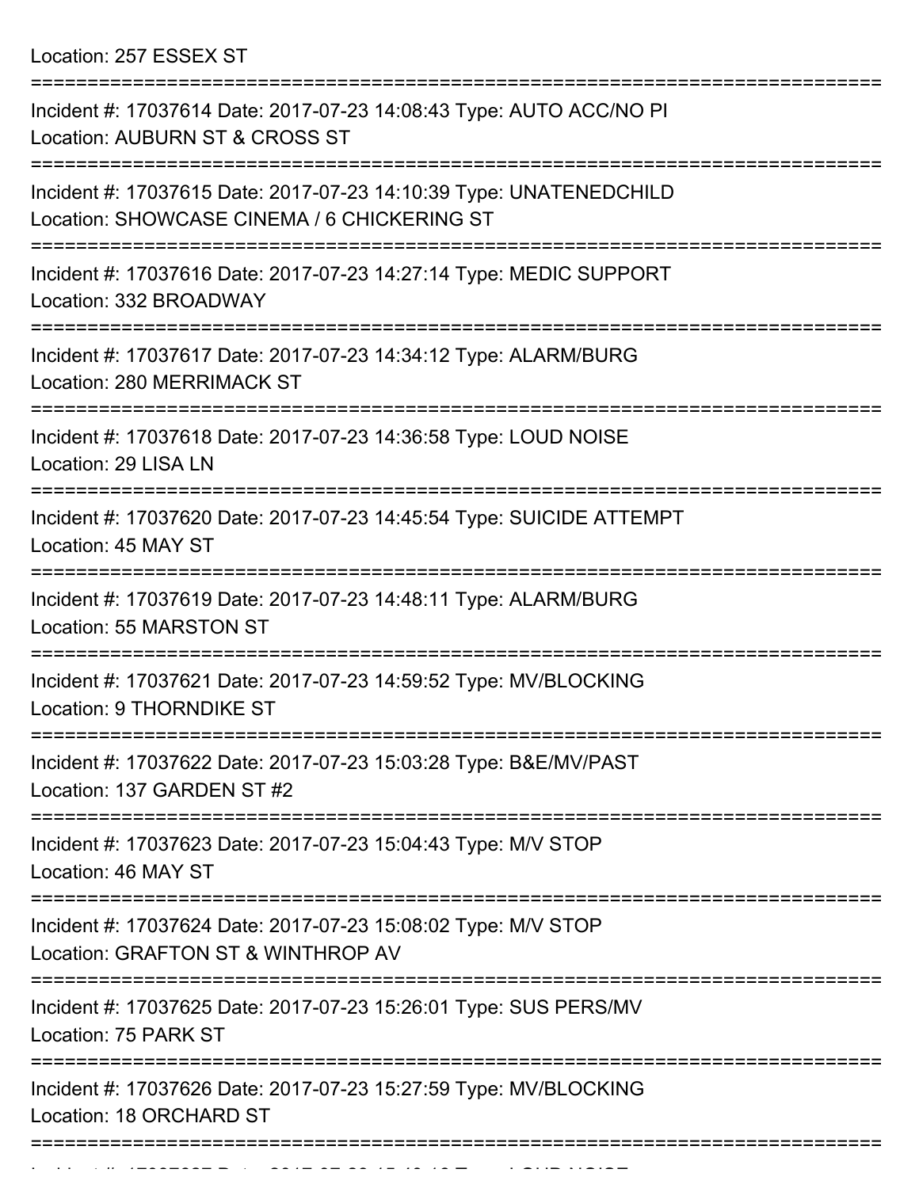Location: 257 ESSEX ST

===========================================================================

Incident #: 17037614 Date: 2017-07-23 14:08:43 Type: AUTO ACC/NO PI
Location: AUBURN ST & CROSS ST

===========================================================================

Incident #: 17037615 Date: 2017-07-23 14:10:39 Type: UNATENEDCHILD
Location: SHOWCASE CINEMA / 6 CHICKERING ST

===========================================================================

Incident #: 17037616 Date: 2017-07-23 14:27:14 Type: MEDIC SUPPORT
Location: 332 BROADWAY

===========================================================================

Incident #: 17037617 Date: 2017-07-23 14:34:12 Type: ALARM/BURG
Location: 280 MERRIMACK ST

===========================================================================

Incident #: 17037618 Date: 2017-07-23 14:36:58 Type: LOUD NOISE
Location: 29 LISA LN

===========================================================================

Incident #: 17037620 Date: 2017-07-23 14:45:54 Type: SUICIDE ATTEMPT
Location: 45 MAY ST

===========================================================================

Incident #: 17037619 Date: 2017-07-23 14:48:11 Type: ALARM/BURG
Location: 55 MARSTON ST

===========================================================================

Incident #: 17037621 Date: 2017-07-23 14:59:52 Type: MV/BLOCKING
Location: 9 THORNDIKE ST

===========================================================================

Incident #: 17037622 Date: 2017-07-23 15:03:28 Type: B&E/MV/PAST
Location: 137 GARDEN ST #2

===========================================================================

Incident #: 17037623 Date: 2017-07-23 15:04:43 Type: M/V STOP
Location: 46 MAY ST

===========================================================================

Incident #: 17037624 Date: 2017-07-23 15:08:02 Type: M/V STOP
Location: GRAFTON ST & WINTHROP AV

===========================================================================

Incident #: 17037625 Date: 2017-07-23 15:26:01 Type: SUS PERS/MV
Location: 75 PARK ST

===========================================================================

Incident #: 17037626 Date: 2017-07-23 15:27:59 Type: MV/BLOCKING
Location: 18 ORCHARD ST

===========================================================================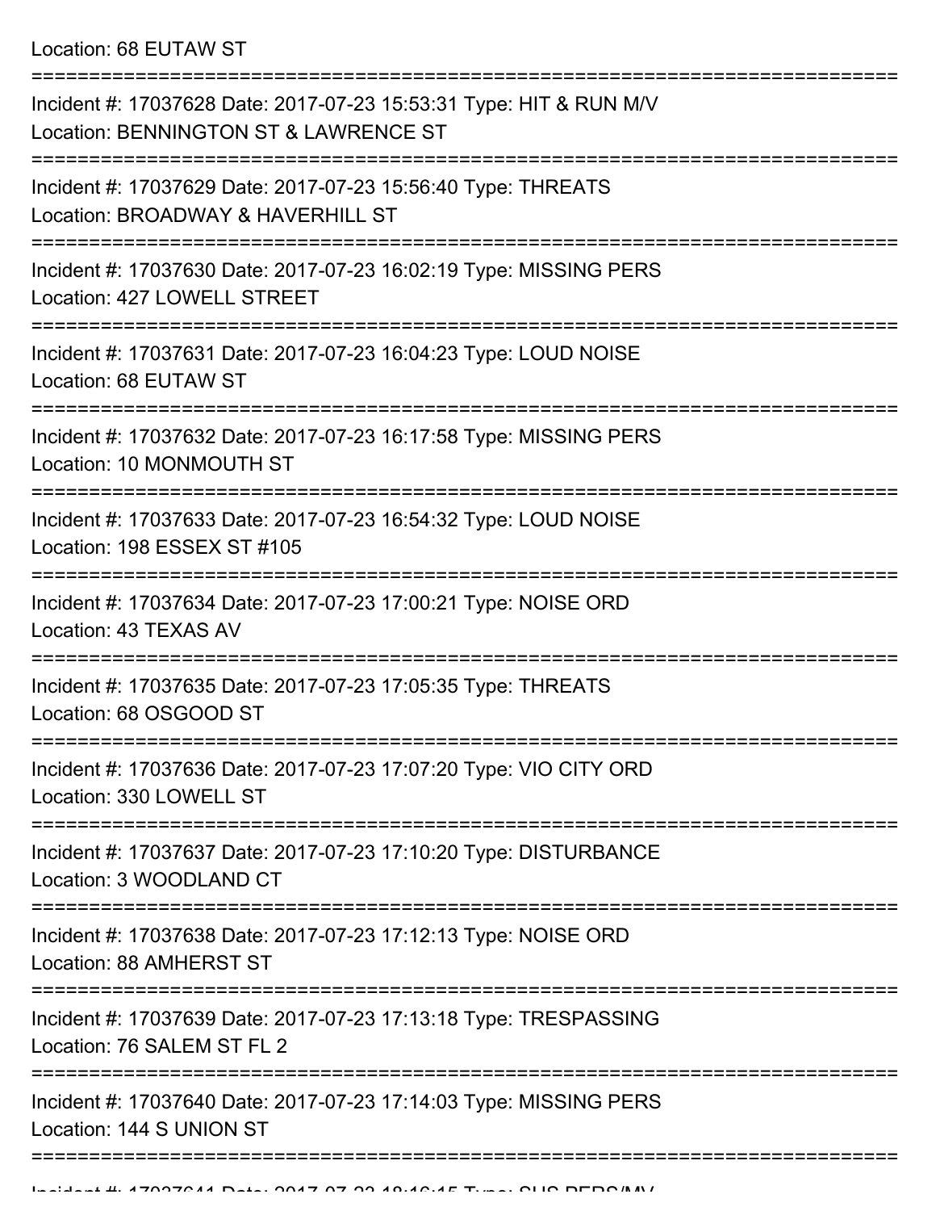Location: 68 EUTAW ST

===========================================================================

Incident #: 17037628 Date: 2017-07-23 15:53:31 Type: HIT & RUN M/V
Location: BENNINGTON ST & LAWRENCE ST

===========================================================================

Incident #: 17037629 Date: 2017-07-23 15:56:40 Type: THREATS
Location: BROADWAY & HAVERHILL ST

===========================================================================

Incident #: 17037630 Date: 2017-07-23 16:02:19 Type: MISSING PERS
Location: 427 LOWELL STREET

===========================================================================

Incident #: 17037631 Date: 2017-07-23 16:04:23 Type: LOUD NOISE
Location: 68 EUTAW ST

===========================================================================

Incident #: 17037632 Date: 2017-07-23 16:17:58 Type: MISSING PERS
Location: 10 MONMOUTH ST

===========================================================================

Incident #: 17037633 Date: 2017-07-23 16:54:32 Type: LOUD NOISE
Location: 198 ESSEX ST #105

===========================================================================

Incident #: 17037634 Date: 2017-07-23 17:00:21 Type: NOISE ORD
Location: 43 TEXAS AV

===========================================================================

Incident #: 17037635 Date: 2017-07-23 17:05:35 Type: THREATS
Location: 68 OSGOOD ST

===========================================================================

Incident #: 17037636 Date: 2017-07-23 17:07:20 Type: VIO CITY ORD
Location: 330 LOWELL ST

===========================================================================

Incident #: 17037637 Date: 2017-07-23 17:10:20 Type: DISTURBANCE
Location: 3 WOODLAND CT

===========================================================================

Incident #: 17037638 Date: 2017-07-23 17:12:13 Type: NOISE ORD
Location: 88 AMHERST ST

===========================================================================

Incident #: 17037639 Date: 2017-07-23 17:13:18 Type: TRESPASSING
Location: 76 SALEM ST FL 2

===========================================================================

Incident #: 17037640 Date: 2017-07-23 17:14:03 Type: MISSING PERS
Location: 144 S UNION ST

===========================================================================

Incident #: 17037641 Date: 2017-07-23 18:16:15 Type: SUS PERS/MV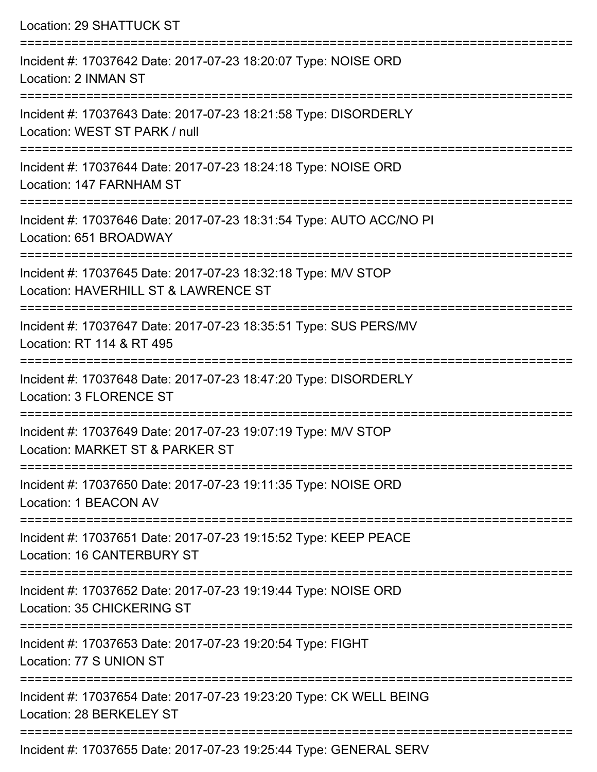Location: 29 SHATTUCK ST

===========================================================================

Incident #: 17037642 Date: 2017-07-23 18:20:07 Type: NOISE ORD
Location: 2 INMAN ST

===========================================================================

Incident #: 17037643 Date: 2017-07-23 18:21:58 Type: DISORDERLY
Location: WEST ST PARK / null

===========================================================================

Incident #: 17037644 Date: 2017-07-23 18:24:18 Type: NOISE ORD
Location: 147 FARNHAM ST

===========================================================================

Incident #: 17037646 Date: 2017-07-23 18:31:54 Type: AUTO ACC/NO PI
Location: 651 BROADWAY

===========================================================================

Incident #: 17037645 Date: 2017-07-23 18:32:18 Type: M/V STOP
Location: HAVERHILL ST & LAWRENCE ST

===========================================================================

Incident #: 17037647 Date: 2017-07-23 18:35:51 Type: SUS PERS/MV
Location: RT 114 & RT 495

===========================================================================

Incident #: 17037648 Date: 2017-07-23 18:47:20 Type: DISORDERLY
Location: 3 FLORENCE ST

===========================================================================

Incident #: 17037649 Date: 2017-07-23 19:07:19 Type: M/V STOP
Location: MARKET ST & PARKER ST

===========================================================================

Incident #: 17037650 Date: 2017-07-23 19:11:35 Type: NOISE ORD
Location: 1 BEACON AV

===========================================================================

Incident #: 17037651 Date: 2017-07-23 19:15:52 Type: KEEP PEACE
Location: 16 CANTERBURY ST

===========================================================================

Incident #: 17037652 Date: 2017-07-23 19:19:44 Type: NOISE ORD
Location: 35 CHICKERING ST

===========================================================================

Incident #: 17037653 Date: 2017-07-23 19:20:54 Type: FIGHT
Location: 77 S UNION ST

===========================================================================

Incident #: 17037654 Date: 2017-07-23 19:23:20 Type: CK WELL BEING
Location: 28 BERKELEY ST

===========================================================================

Incident #: 17037655 Date: 2017-07-23 19:25:44 Type: GENERAL SERV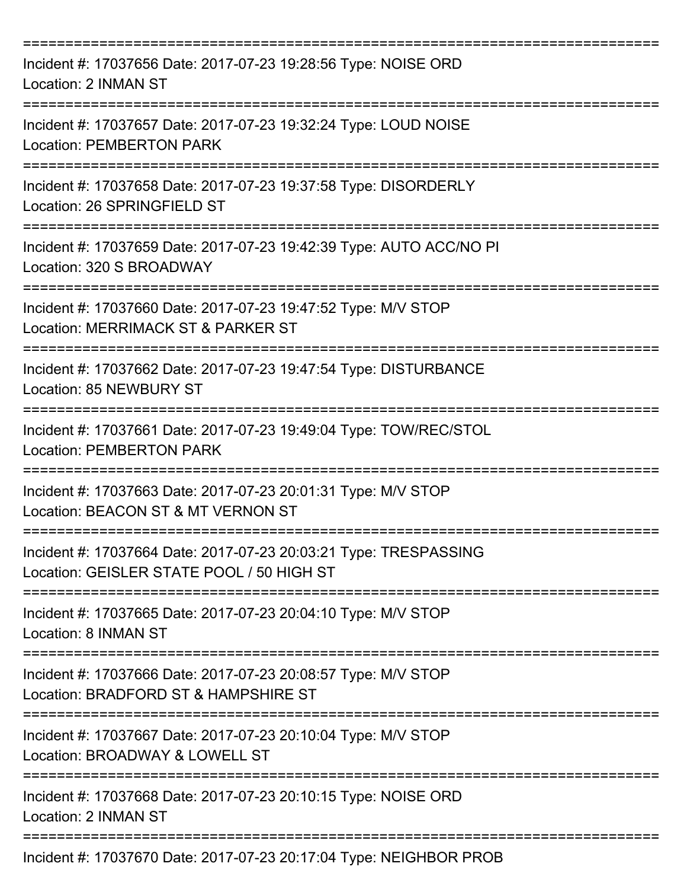===========================================================================

Incident #: 17037656 Date: 2017-07-23 19:28:56 Type: NOISE ORD
Location: 2 INMAN ST

===========================================================================

Incident #: 17037657 Date: 2017-07-23 19:32:24 Type: LOUD NOISE
Location: PEMBERTON PARK

===========================================================================

Incident #: 17037658 Date: 2017-07-23 19:37:58 Type: DISORDERLY
Location: 26 SPRINGFIELD ST

===========================================================================

Incident #: 17037659 Date: 2017-07-23 19:42:39 Type: AUTO ACC/NO PI
Location: 320 S BROADWAY

===========================================================================

Incident #: 17037660 Date: 2017-07-23 19:47:52 Type: M/V STOP
Location: MERRIMACK ST & PARKER ST

===========================================================================

Incident #: 17037662 Date: 2017-07-23 19:47:54 Type: DISTURBANCE
Location: 85 NEWBURY ST

===========================================================================

Incident #: 17037661 Date: 2017-07-23 19:49:04 Type: TOW/REC/STOL
Location: PEMBERTON PARK

===========================================================================

Incident #: 17037663 Date: 2017-07-23 20:01:31 Type: M/V STOP
Location: BEACON ST & MT VERNON ST

===========================================================================

Incident #: 17037664 Date: 2017-07-23 20:03:21 Type: TRESPASSING
Location: GEISLER STATE POOL / 50 HIGH ST

===========================================================================

Incident #: 17037665 Date: 2017-07-23 20:04:10 Type: M/V STOP
Location: 8 INMAN ST

===========================================================================

Incident #: 17037666 Date: 2017-07-23 20:08:57 Type: M/V STOP
Location: BRADFORD ST & HAMPSHIRE ST

===========================================================================

Incident #: 17037667 Date: 2017-07-23 20:10:04 Type: M/V STOP
Location: BROADWAY & LOWELL ST

===========================================================================

Incident #: 17037668 Date: 2017-07-23 20:10:15 Type: NOISE ORD
Location: 2 INMAN ST

===========================================================================

Incident #: 17037670 Date: 2017-07-23 20:17:04 Type: NEIGHBOR PROB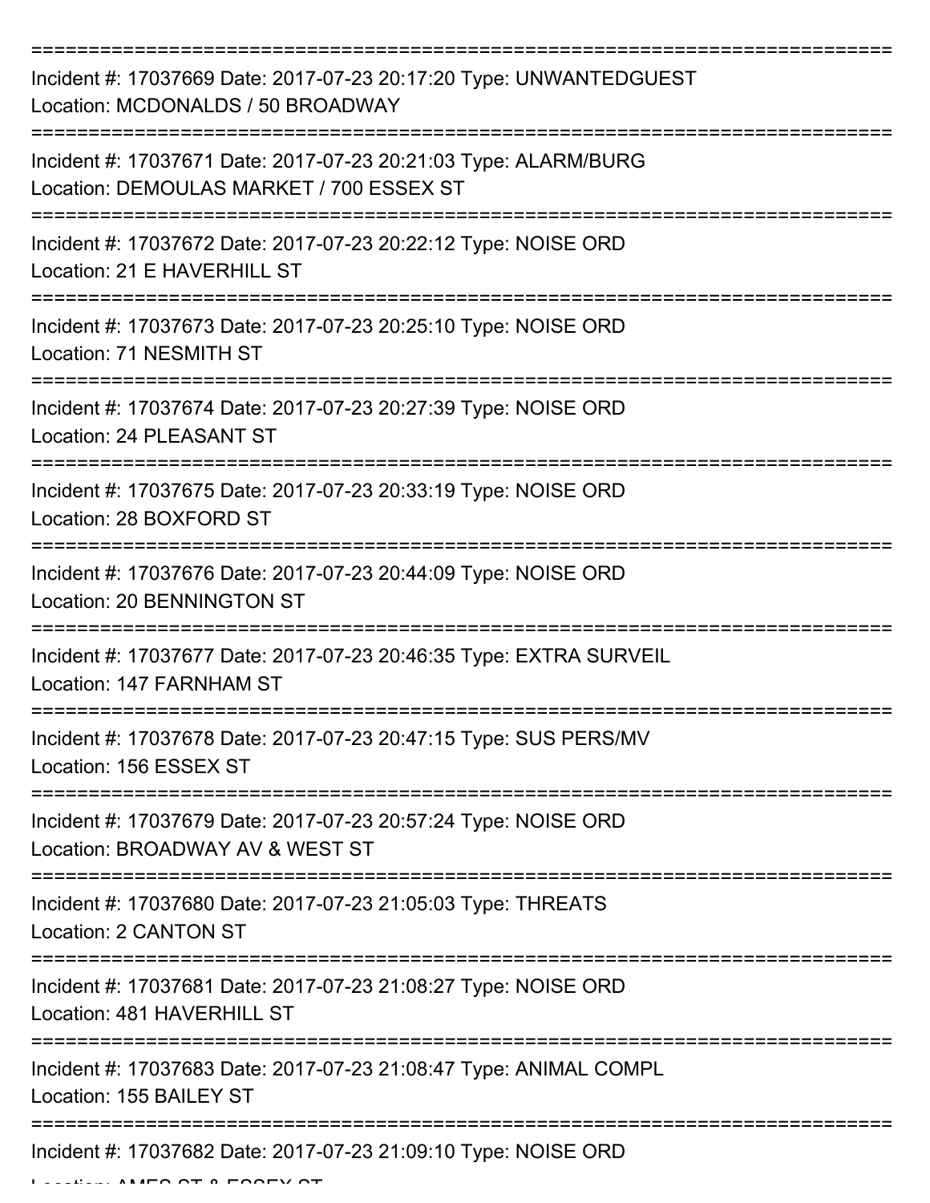===========================================================================

Incident #: 17037669 Date: 2017-07-23 20:17:20 Type: UNWANTEDGUEST
Location: MCDONALDS / 50 BROADWAY

===========================================================================

Incident #: 17037671 Date: 2017-07-23 20:21:03 Type: ALARM/BURG
Location: DEMOULAS MARKET / 700 ESSEX ST

===========================================================================

Incident #: 17037672 Date: 2017-07-23 20:22:12 Type: NOISE ORD
Location: 21 E HAVERHILL ST

===========================================================================

Incident #: 17037673 Date: 2017-07-23 20:25:10 Type: NOISE ORD
Location: 71 NESMITH ST

===========================================================================

Incident #: 17037674 Date: 2017-07-23 20:27:39 Type: NOISE ORD
Location: 24 PLEASANT ST

===========================================================================

Incident #: 17037675 Date: 2017-07-23 20:33:19 Type: NOISE ORD
Location: 28 BOXFORD ST

===========================================================================

Incident #: 17037676 Date: 2017-07-23 20:44:09 Type: NOISE ORD
Location: 20 BENNINGTON ST

===========================================================================

Incident #: 17037677 Date: 2017-07-23 20:46:35 Type: EXTRA SURVEIL
Location: 147 FARNHAM ST

===========================================================================

Incident #: 17037678 Date: 2017-07-23 20:47:15 Type: SUS PERS/MV
Location: 156 ESSEX ST

===========================================================================

Incident #: 17037679 Date: 2017-07-23 20:57:24 Type: NOISE ORD
Location: BROADWAY AV & WEST ST

===========================================================================

Incident #: 17037680 Date: 2017-07-23 21:05:03 Type: THREATS
Location: 2 CANTON ST

===========================================================================

Incident #: 17037681 Date: 2017-07-23 21:08:27 Type: NOISE ORD
Location: 481 HAVERHILL ST

===========================================================================

Incident #: 17037683 Date: 2017-07-23 21:08:47 Type: ANIMAL COMPL
Location: 155 BAILEY ST

===========================================================================

Incident #: 17037682 Date: 2017-07-23 21:09:10 Type: NOISE ORD
Location: AMES ST & ESSEX ST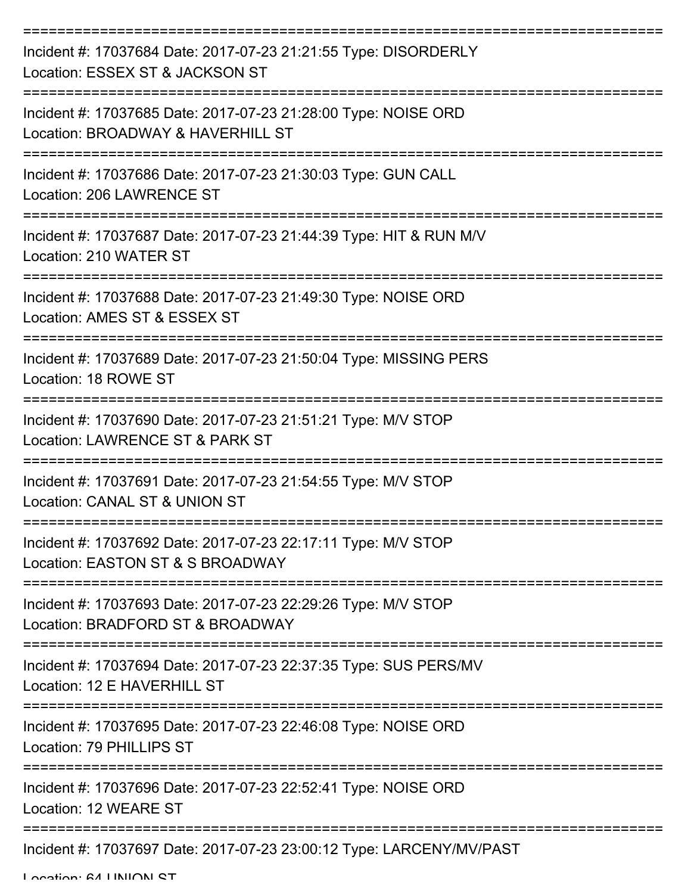===========================================================================

Incident #: 17037684 Date: 2017-07-23 21:21:55 Type: DISORDERLY
Location: ESSEX ST & JACKSON ST

===========================================================================

Incident #: 17037685 Date: 2017-07-23 21:28:00 Type: NOISE ORD
Location: BROADWAY & HAVERHILL ST

===========================================================================

Incident #: 17037686 Date: 2017-07-23 21:30:03 Type: GUN CALL
Location: 206 LAWRENCE ST

===========================================================================

Incident #: 17037687 Date: 2017-07-23 21:44:39 Type: HIT & RUN M/V
Location: 210 WATER ST

===========================================================================

Incident #: 17037688 Date: 2017-07-23 21:49:30 Type: NOISE ORD
Location: AMES ST & ESSEX ST

===========================================================================

Incident #: 17037689 Date: 2017-07-23 21:50:04 Type: MISSING PERS
Location: 18 ROWE ST

===========================================================================

Incident #: 17037690 Date: 2017-07-23 21:51:21 Type: M/V STOP
Location: LAWRENCE ST & PARK ST

===========================================================================

Incident #: 17037691 Date: 2017-07-23 21:54:55 Type: M/V STOP
Location: CANAL ST & UNION ST

===========================================================================

Incident #: 17037692 Date: 2017-07-23 22:17:11 Type: M/V STOP
Location: EASTON ST & S BROADWAY

===========================================================================

Incident #: 17037693 Date: 2017-07-23 22:29:26 Type: M/V STOP
Location: BRADFORD ST & BROADWAY

===========================================================================

Incident #: 17037694 Date: 2017-07-23 22:37:35 Type: SUS PERS/MV
Location: 12 E HAVERHILL ST

===========================================================================

Incident #: 17037695 Date: 2017-07-23 22:46:08 Type: NOISE ORD
Location: 79 PHILLIPS ST

===========================================================================

Incident #: 17037696 Date: 2017-07-23 22:52:41 Type: NOISE ORD
Location: 12 WEARE ST

===========================================================================

Incident #: 17037697 Date: 2017-07-23 23:00:12 Type: LARCENY/MV/PAST
Location: 64 UNION ST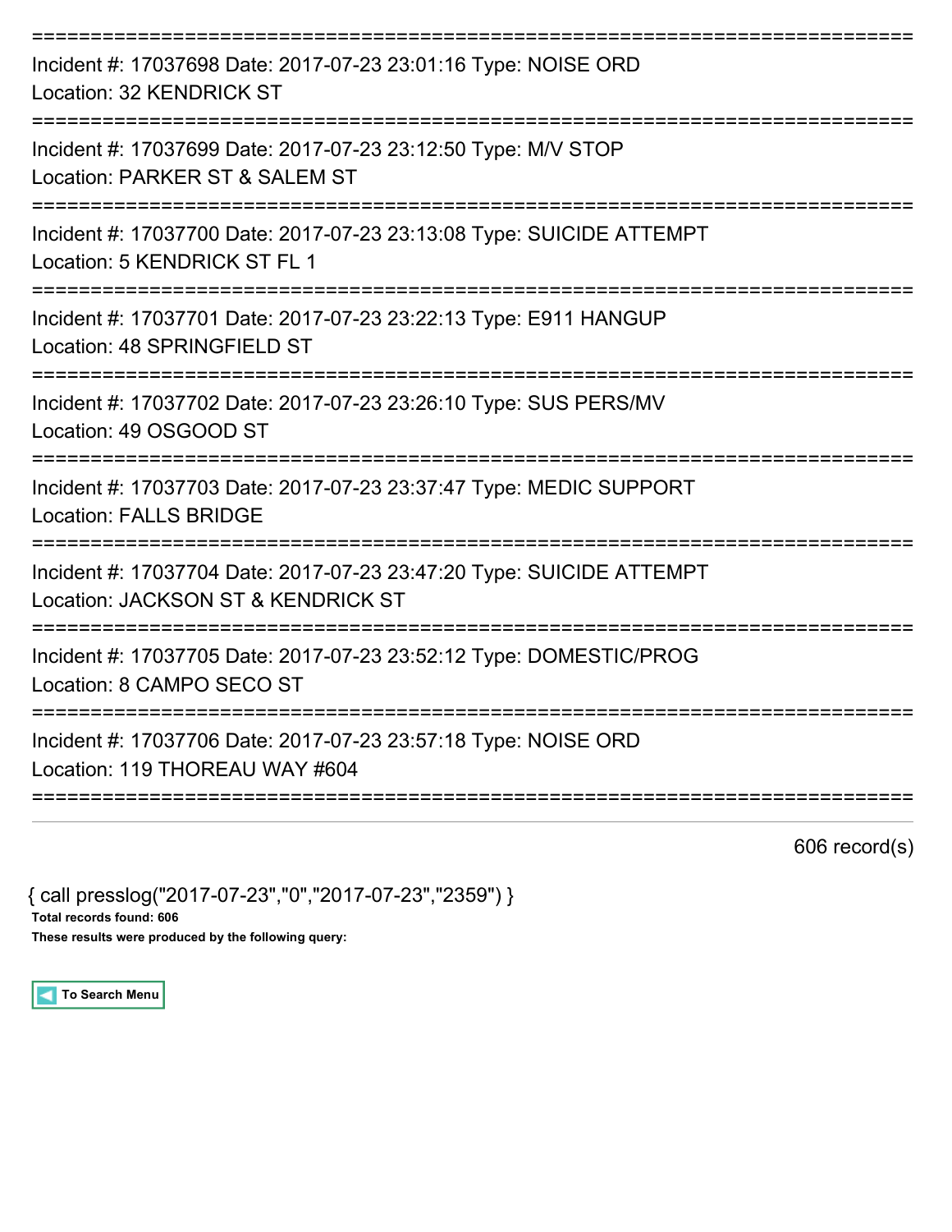===========================================================================

Incident #: 17037698 Date: 2017-07-23 23:01:16 Type: NOISE ORD
Location: 32 KENDRICK ST

===========================================================================

Incident #: 17037699 Date: 2017-07-23 23:12:50 Type: M/V STOP
Location: PARKER ST & SALEM ST

===========================================================================

Incident #: 17037700 Date: 2017-07-23 23:13:08 Type: SUICIDE ATTEMPT
Location: 5 KENDRICK ST FL 1

===========================================================================

Incident #: 17037701 Date: 2017-07-23 23:22:13 Type: E911 HANGUP
Location: 48 SPRINGFIELD ST

===========================================================================

Incident #: 17037702 Date: 2017-07-23 23:26:10 Type: SUS PERS/MV
Location: 49 OSGOOD ST

===========================================================================

Incident #: 17037703 Date: 2017-07-23 23:37:47 Type: MEDIC SUPPORT
Location: FALLS BRIDGE

===========================================================================

Incident #: 17037704 Date: 2017-07-23 23:47:20 Type: SUICIDE ATTEMPT
Location: JACKSON ST & KENDRICK ST

===========================================================================

Incident #: 17037705 Date: 2017-07-23 23:52:12 Type: DOMESTIC/PROG
Location: 8 CAMPO SECO ST

===========================================================================

Incident #: 17037706 Date: 2017-07-23 23:57:18 Type: NOISE ORD
Location: 119 THOREAU WAY #604

===========================================================================

606 record(s)

{ call presslog("2017-07-23","0","2017-07-23","2359") }

**Total records found: 606**

**These results were produced by the following query:**

To Search Menu